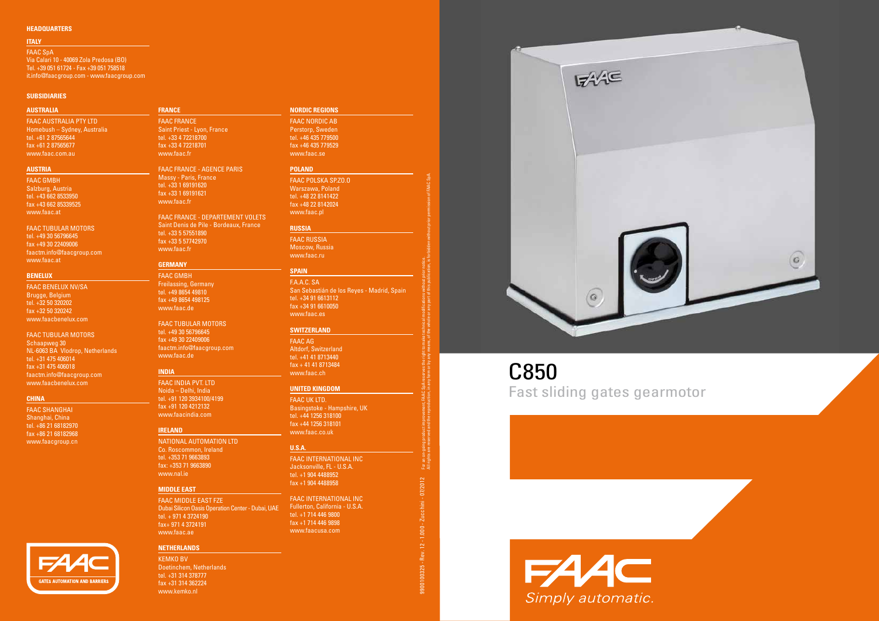# C850

## Fast sliding gates gearmotor

FAAC

*Simply automatic.*

### HEADQUARTERS

**ITALY**

FAAC SpA
Via Calari 10 - 40069 Zola Predosa (BO)
Tel. +39 051 61724 - Fax +39 051 758518
it.info@faacgroup.com - www.faacgroup.com

### SUBSIDIARIES

**AUSTRALIA**

FAAC AUSTRALIA PTY LTD
Homebush – Sydney, Australia
tel. +61 2 87565644
fax +61 2 87565677
www.faac.com.au

**AUSTRIA**

FAAC GMBH
Salzburg, Austria
tel. +43 662 8533950
fax +43 662 85339525
www.faac.at

FAAC TUBULAR MOTORS
tel. +49 30 56796645
fax +49 30 22409006
faactm.info@faacgroup.com
www.faac.at

**BENELUX**

FAAC BENELUX NV/SA
Brugge, Belgium
tel. +32 50 320202
fax +32 50 320242
www.faacbenelux.com

FAAC TUBULAR MOTORS
Schaapweg 30
NL-6063 BA Vlodrop, Netherlands
tel. +31 475 406014
fax +31 475 406018
faactm.info@faacgroup.com
www.faacbenelux.com

**CHINA**

FAAC SHANGHAI
Shanghai, China
tel. +86 21 68182970
fax +86 21 68182968
www.faacgroup.cn

**FRANCE**

FAAC FRANCE
Saint Priest - Lyon, France
tel. +33 4 72218700
fax +33 4 72218701
www.faac.fr

FAAC FRANCE - AGENCE PARIS
Massy - Paris, France
tel. +33 1 69191620
fax +33 1 69191621
www.faac.fr

FAAC FRANCE - DEPARTEMENT VOLETS
Saint Denis de Pile - Bordeaux, France
tel. +33 5 57551890
fax +33 5 57742970
www.faac.fr

**GERMANY**

FAAC GMBH
Freilassing, Germany
tel. +49 8654 49810
fax +49 8654 498125
www.faac.de

FAAC TUBULAR MOTORS
tel. +49 30 56796645
fax +49 30 22409006
faactm.info@faacgroup.com
www.faac.de

**INDIA**

FAAC INDIA PVT. LTD
Noida – Delhi, India
tel. +91 120 3934100/4199
fax +91 120 4212132
www.faacindia.com

**IRELAND**

NATIONAL AUTOMATION LTD
Co. Roscommon, Ireland
tel. +353 71 9663893
fax: +353 71 9663890
www.nal.ie

**MIDDLE EAST**

FAAC MIDDLE EAST FZE
Dubai Silicon Oasis Operation Center - Dubai, UAE
tel. + 971 4 3724190
fax+ 971 4 3724191
www.faac.ae

**NETHERLANDS**

KEMKO BV
Doetinchem, Netherlands
tel. +31 314 378777
fax +31 314 362224
www.kemko.nl

**NORDIC REGIONS**

FAAC NORDIC AB
Perstorp, Sweden
tel. +46 435 779500
fax +46 435 779529
www.faac.se

**POLAND**

FAAC POLSKA SP.ZO.O
Warszawa, Poland
tel. +48 22 8141422
fax +48 22 8142024
www.faac.pl

**RUSSIA**

FAAC RUSSIA
Moscow, Russia
www.faac.ru

**SPAIN**

F.A.A.C. SA
San Sebastián de los Reyes - Madrid, Spain
tel. +34 91 6613112
fax +34 91 6610050
www.faac.es

**SWITZERLAND**

FAAC AG
Altdorf, Switzerland
tel. +41 41 8713440
fax + 41 41 8713484
www.faac.ch

**UNITED KINGDOM**

FAAC UK LTD.
Basingstoke - Hampshire, UK
tel. +44 1256 318100
fax +44 1256 318101
www.faac.co.uk

**U.S.A.**

FAAC INTERNATIONAL INC
Jacksonville, FL - U.S.A.
tel. +1 904 4488952
fax +1 904 4488958

FAAC INTERNATIONAL INC
Fullerton, California - U.S.A.
tel. +1 714 446 9800
fax +1 714 446 9898
www.faacusa.com

FAAC GATES AUTOMATION AND BARRIERS

For an on-going product improvement, FAAC SpA reserves the right to make technical modifications without prior notice. All rights are reserved and the reproduction, in any form or by any means, of the whole or any part of this publication, is forbidden without prior permission of FAAC SpA.

9900100325 - Rev. 12 - 1.000 - Zucchini - 07/2012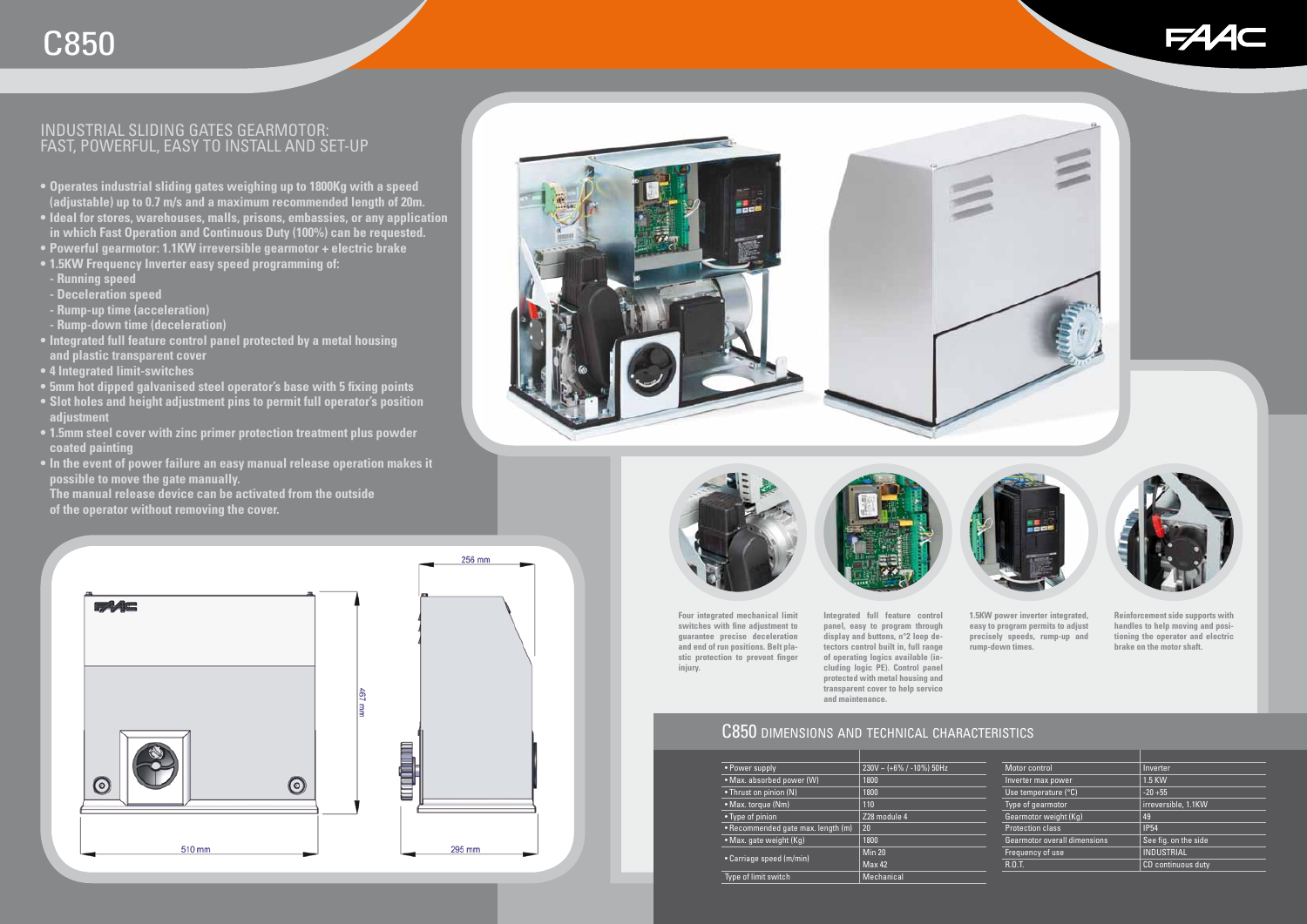# C850

## INDUSTRIAL SLIDING GATES GEARMOTOR: FAST, POWERFUL, EASY TO INSTALL AND SET-UP

- **Operates industrial sliding gates weighing up to 1800Kg with a speed (adjustable) up to 0.7 m/s and a maximum recommended length of 20m.**
- **Ideal for stores, warehouses, malls, prisons, embassies, or any application in which Fast Operation and Continuous Duty (100%) can be requested.**
- **Powerful gearmotor: 1.1KW irreversible gearmotor + electric brake**
- **1.5KW Frequency Inverter easy speed programming of:**
  - **Running speed**
  - **Deceleration speed**
  - **Rump-up time (acceleration)**
  - **Rump-down time (deceleration)**
- **Integrated full feature control panel protected by a metal housing and plastic transparent cover**
- **4 Integrated limit-switches**
- **5mm hot dipped galvanised steel operator's base with 5 fixing points**
- **Slot holes and height adjustment pins to permit full operator's position adjustment**
- **1.5mm steel cover with zinc primer protection treatment plus powder coated painting**
- **In the event of power failure an easy manual release operation makes it possible to move the gate manually. The manual release device can be activated from the outside of the operator without removing the cover.**

256 mm

467 mm

510 mm

295 mm

**Four integrated mechanical limit switches with fine adjustment to guarantee precise deceleration and end of run positions. Belt plastic protection to prevent finger injury.**

**Integrated full feature control panel, easy to program through display and buttons, n°2 loop detectors control built in, full range of operating logics available (including logic PE). Control panel protected with metal housing and transparent cover to help service and maintenance.**

**1.5KW power inverter integrated, easy to program permits to adjust precisely speeds, rump-up and rump-down times.**

**Reinforcement side supports with handles to help moving and positioning the operator and electric brake on the motor shaft.**

## C850 DIMENSIONS AND TECHNICAL CHARACTERISTICS

| | |
|---|---|
| • Power supply | 230V ~ (+6% / -10%) 50Hz |
| • Max. absorbed power (W) | 1800 |
| • Thrust on pinion (N) | 1800 |
| • Max. torque (Nm) | 110 |
| • Type of pinion | Z28 module 4 |
| • Recommended gate max. length (m) | 20 |
| • Max. gate weight (Kg) | 1800 |
| • Carriage speed (m/min) | Min 20<br>Max 42 |
| Type of limit switch | Mechanical |

| | |
|---|---|
| Motor control | Inverter |
| Inverter max power | 1.5 KW |
| Use temperature (°C) | -20 +55 |
| Type of gearmotor | irreversible, 1.1KW |
| Gearmotor weight (Kg) | 49 |
| Protection class | IP54 |
| Gearmotor overall dimensions | See fig. on the side |
| Frequency of use | INDUSTRIAL |
| R.O.T. | CD continuous duty |